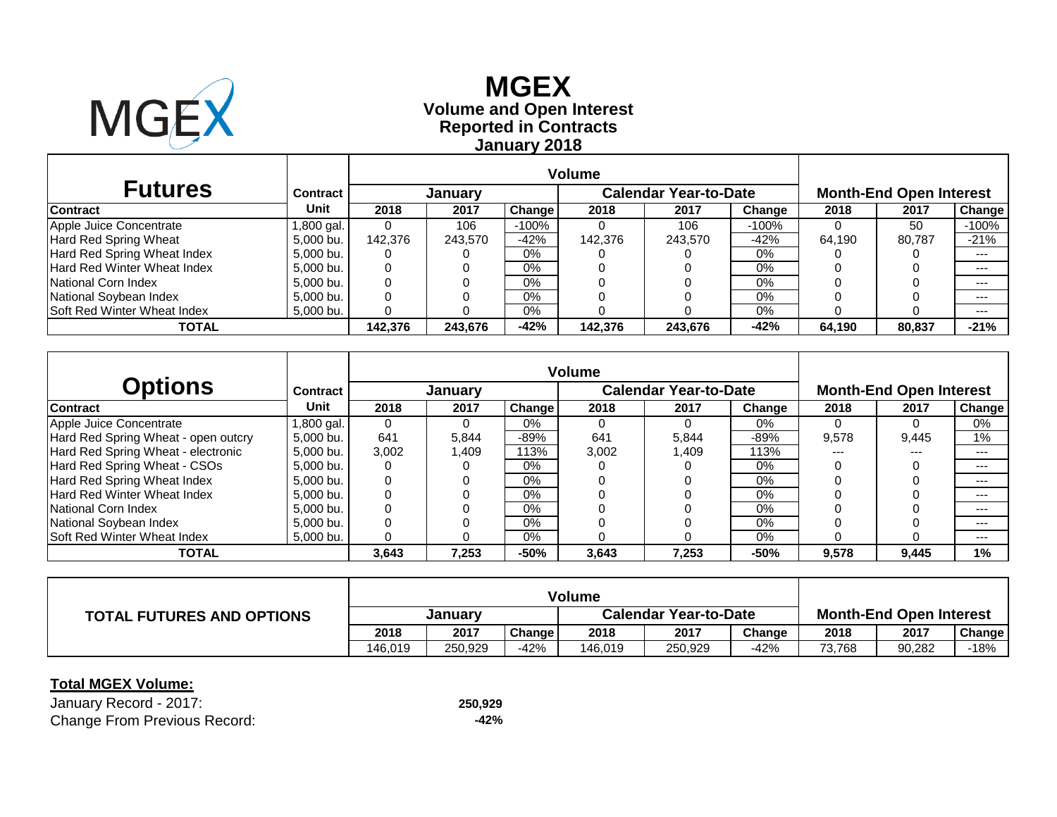# MGEX

**Volume and Open Interest**
**Reported in Contracts**
**January 2018**

## Futures

| Contract | Contract Unit | Volume: January 2018 | January 2017 | January Change | Calendar Year-to-Date 2018 | Calendar Year-to-Date 2017 | Calendar Year-to-Date Change | Month-End Open Interest 2018 | Month-End Open Interest 2017 | Month-End Open Interest Change |
|---|---|---|---|---|---|---|---|---|---|---|
| Apple Juice Concentrate | 1,800 gal. | 0 | 106 | -100% | 0 | 106 | -100% | 0 | 50 | -100% |
| Hard Red Spring Wheat | 5,000 bu. | 142,376 | 243,570 | -42% | 142,376 | 243,570 | -42% | 64,190 | 80,787 | -21% |
| Hard Red Spring Wheat Index | 5,000 bu. | 0 | 0 | 0% | 0 | 0 | 0% | 0 | 0 | --- |
| Hard Red Winter Wheat Index | 5,000 bu. | 0 | 0 | 0% | 0 | 0 | 0% | 0 | 0 | --- |
| National Corn Index | 5,000 bu. | 0 | 0 | 0% | 0 | 0 | 0% | 0 | 0 | --- |
| National Soybean Index | 5,000 bu. | 0 | 0 | 0% | 0 | 0 | 0% | 0 | 0 | --- |
| Soft Red Winter Wheat Index | 5,000 bu. | 0 | 0 | 0% | 0 | 0 | 0% | 0 | 0 | --- |
| **TOTAL** | | **142,376** | **243,676** | **-42%** | **142,376** | **243,676** | **-42%** | **64,190** | **80,837** | **-21%** |

## Options

| Contract | Contract Unit | Volume: January 2018 | January 2017 | January Change | Calendar Year-to-Date 2018 | Calendar Year-to-Date 2017 | Calendar Year-to-Date Change | Month-End Open Interest 2018 | Month-End Open Interest 2017 | Month-End Open Interest Change |
|---|---|---|---|---|---|---|---|---|---|---|
| Apple Juice Concentrate | 1,800 gal. | 0 | 0 | 0% | 0 | 0 | 0% | 0 | 0 | 0% |
| Hard Red Spring Wheat - open outcry | 5,000 bu. | 641 | 5,844 | -89% | 641 | 5,844 | -89% | 9,578 | 9,445 | 1% |
| Hard Red Spring Wheat - electronic | 5,000 bu. | 3,002 | 1,409 | 113% | 3,002 | 1,409 | 113% | --- | --- | --- |
| Hard Red Spring Wheat - CSOs | 5,000 bu. | 0 | 0 | 0% | 0 | 0 | 0% | 0 | 0 | --- |
| Hard Red Spring Wheat Index | 5,000 bu. | 0 | 0 | 0% | 0 | 0 | 0% | 0 | 0 | --- |
| Hard Red Winter Wheat Index | 5,000 bu. | 0 | 0 | 0% | 0 | 0 | 0% | 0 | 0 | --- |
| National Corn Index | 5,000 bu. | 0 | 0 | 0% | 0 | 0 | 0% | 0 | 0 | --- |
| National Soybean Index | 5,000 bu. | 0 | 0 | 0% | 0 | 0 | 0% | 0 | 0 | --- |
| Soft Red Winter Wheat Index | 5,000 bu. | 0 | 0 | 0% | 0 | 0 | 0% | 0 | 0 | --- |
| **TOTAL** | | **3,643** | **7,253** | **-50%** | **3,643** | **7,253** | **-50%** | **9,578** | **9,445** | **1%** |

## TOTAL FUTURES AND OPTIONS

| Volume: January 2018 | January 2017 | January Change | Calendar Year-to-Date 2018 | Calendar Year-to-Date 2017 | Calendar Year-to-Date Change | Month-End Open Interest 2018 | Month-End Open Interest 2017 | Month-End Open Interest Change |
|---|---|---|---|---|---|---|---|---|
| 146,019 | 250,929 | -42% | 146,019 | 250,929 | -42% | 73,768 | 90,282 | -18% |

**Total MGEX Volume:**

| | |
|---|---|
| January Record - 2017: | **250,929** |
| Change From Previous Record: | **-42%** |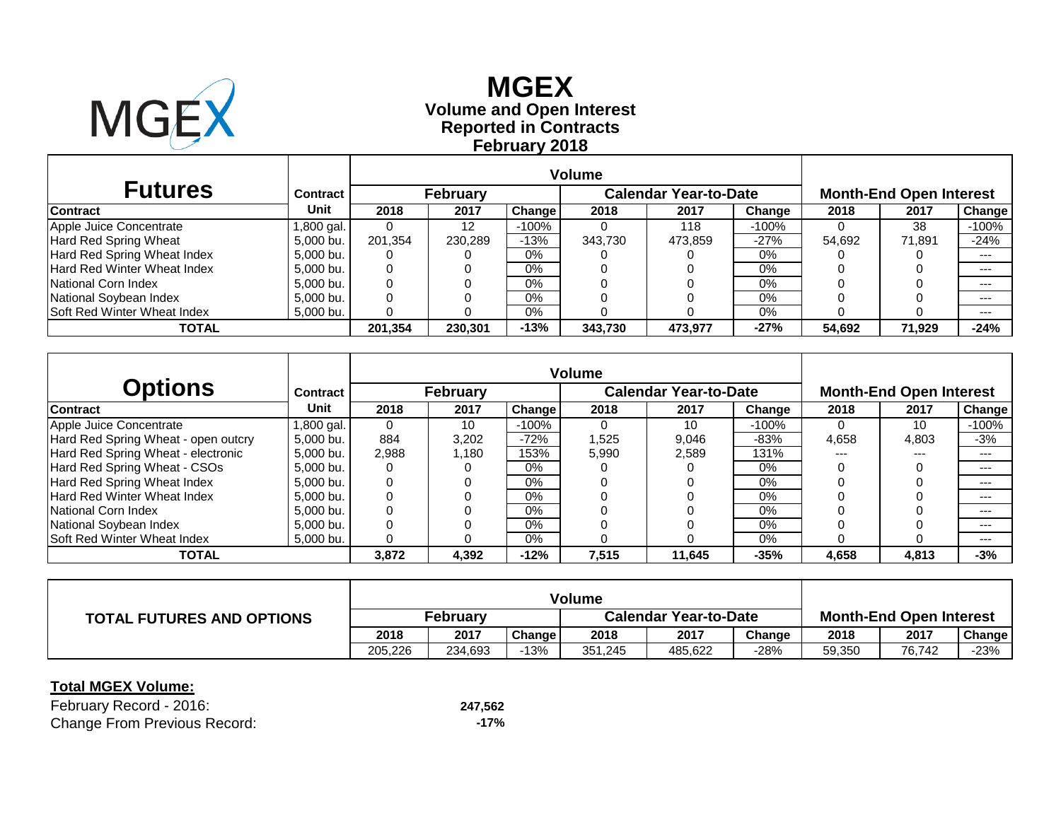# MGEX

## Volume and Open Interest
## Reported in Contracts
## February 2018

| Futures | | Volume | | | | | | Month-End Open Interest | | |
|---|---|---|---|---|---|---|---|---|---|---|
| | Contract | February | | | Calendar Year-to-Date | | | | | |
| Contract | Unit | 2018 | 2017 | Change | 2018 | 2017 | Change | 2018 | 2017 | Change |
| Apple Juice Concentrate | 1,800 gal. | 0 | 12 | -100% | 0 | 118 | -100% | 0 | 38 | -100% |
| Hard Red Spring Wheat | 5,000 bu. | 201,354 | 230,289 | -13% | 343,730 | 473,859 | -27% | 54,692 | 71,891 | -24% |
| Hard Red Spring Wheat Index | 5,000 bu. | 0 | 0 | 0% | 0 | 0 | 0% | 0 | 0 | --- |
| Hard Red Winter Wheat Index | 5,000 bu. | 0 | 0 | 0% | 0 | 0 | 0% | 0 | 0 | --- |
| National Corn Index | 5,000 bu. | 0 | 0 | 0% | 0 | 0 | 0% | 0 | 0 | --- |
| National Soybean Index | 5,000 bu. | 0 | 0 | 0% | 0 | 0 | 0% | 0 | 0 | --- |
| Soft Red Winter Wheat Index | 5,000 bu. | 0 | 0 | 0% | 0 | 0 | 0% | 0 | 0 | --- |
| **TOTAL** | | **201,354** | **230,301** | **-13%** | **343,730** | **473,977** | **-27%** | **54,692** | **71,929** | **-24%** |

| Options | | Volume | | | | | | Month-End Open Interest | | |
|---|---|---|---|---|---|---|---|---|---|---|
| | Contract | February | | | Calendar Year-to-Date | | | | | |
| Contract | Unit | 2018 | 2017 | Change | 2018 | 2017 | Change | 2018 | 2017 | Change |
| Apple Juice Concentrate | 1,800 gal. | 0 | 10 | -100% | 0 | 10 | -100% | 0 | 10 | -100% |
| Hard Red Spring Wheat - open outcry | 5,000 bu. | 884 | 3,202 | -72% | 1,525 | 9,046 | -83% | 4,658 | 4,803 | -3% |
| Hard Red Spring Wheat - electronic | 5,000 bu. | 2,988 | 1,180 | 153% | 5,990 | 2,589 | 131% | --- | --- | --- |
| Hard Red Spring Wheat - CSOs | 5,000 bu. | 0 | 0 | 0% | 0 | 0 | 0% | 0 | 0 | --- |
| Hard Red Spring Wheat Index | 5,000 bu. | 0 | 0 | 0% | 0 | 0 | 0% | 0 | 0 | --- |
| Hard Red Winter Wheat Index | 5,000 bu. | 0 | 0 | 0% | 0 | 0 | 0% | 0 | 0 | --- |
| National Corn Index | 5,000 bu. | 0 | 0 | 0% | 0 | 0 | 0% | 0 | 0 | --- |
| National Soybean Index | 5,000 bu. | 0 | 0 | 0% | 0 | 0 | 0% | 0 | 0 | --- |
| Soft Red Winter Wheat Index | 5,000 bu. | 0 | 0 | 0% | 0 | 0 | 0% | 0 | 0 | --- |
| **TOTAL** | | **3,872** | **4,392** | **-12%** | **7,515** | **11,645** | **-35%** | **4,658** | **4,813** | **-3%** |

| TOTAL FUTURES AND OPTIONS | Volume | | | | | | Month-End Open Interest | | |
|---|---|---|---|---|---|---|---|---|---|
| | February | | | Calendar Year-to-Date | | | | | |
| | 2018 | 2017 | Change | 2018 | 2017 | Change | 2018 | 2017 | Change |
| | 205,226 | 234,693 | -13% | 351,245 | 485,622 | -28% | 59,350 | 76,742 | -23% |

**Total MGEX Volume:**

February Record - 2016: **247,562**

Change From Previous Record: **-17%**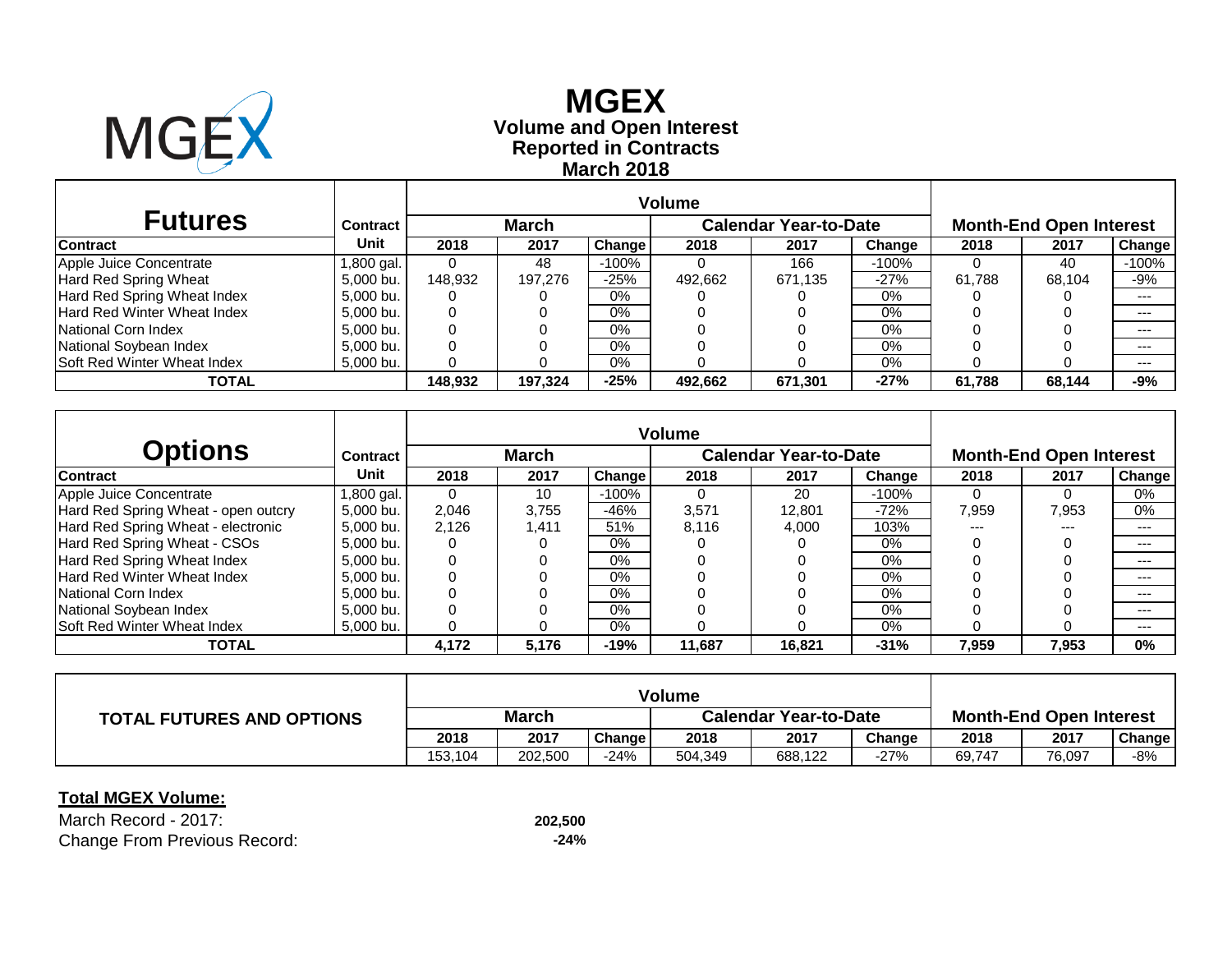# MGEX

## Volume and Open Interest
## Reported in Contracts
## March 2018

| Futures | Contract | Volume | | | | | | Month-End Open Interest | | |
|---|---|---|---|---|---|---|---|---|---|---|
| | | March | | | Calendar Year-to-Date | | | | | |
| Contract | Unit | 2018 | 2017 | Change | 2018 | 2017 | Change | 2018 | 2017 | Change |
| Apple Juice Concentrate | 1,800 gal. | 0 | 48 | -100% | 0 | 166 | -100% | 0 | 40 | -100% |
| Hard Red Spring Wheat | 5,000 bu. | 148,932 | 197,276 | -25% | 492,662 | 671,135 | -27% | 61,788 | 68,104 | -9% |
| Hard Red Spring Wheat Index | 5,000 bu. | 0 | 0 | 0% | 0 | 0 | 0% | 0 | 0 | --- |
| Hard Red Winter Wheat Index | 5,000 bu. | 0 | 0 | 0% | 0 | 0 | 0% | 0 | 0 | --- |
| National Corn Index | 5,000 bu. | 0 | 0 | 0% | 0 | 0 | 0% | 0 | 0 | --- |
| National Soybean Index | 5,000 bu. | 0 | 0 | 0% | 0 | 0 | 0% | 0 | 0 | --- |
| Soft Red Winter Wheat Index | 5,000 bu. | 0 | 0 | 0% | 0 | 0 | 0% | 0 | 0 | --- |
| **TOTAL** | | **148,932** | **197,324** | **-25%** | **492,662** | **671,301** | **-27%** | **61,788** | **68,144** | **-9%** |

| Options | Contract | Volume | | | | | | Month-End Open Interest | | |
|---|---|---|---|---|---|---|---|---|---|---|
| | | March | | | Calendar Year-to-Date | | | | | |
| Contract | Unit | 2018 | 2017 | Change | 2018 | 2017 | Change | 2018 | 2017 | Change |
| Apple Juice Concentrate | 1,800 gal. | 0 | 10 | -100% | 0 | 20 | -100% | 0 | 0 | 0% |
| Hard Red Spring Wheat - open outcry | 5,000 bu. | 2,046 | 3,755 | -46% | 3,571 | 12,801 | -72% | 7,959 | 7,953 | 0% |
| Hard Red Spring Wheat - electronic | 5,000 bu. | 2,126 | 1,411 | 51% | 8,116 | 4,000 | 103% | --- | --- | --- |
| Hard Red Spring Wheat - CSOs | 5,000 bu. | 0 | 0 | 0% | 0 | 0 | 0% | 0 | 0 | --- |
| Hard Red Spring Wheat Index | 5,000 bu. | 0 | 0 | 0% | 0 | 0 | 0% | 0 | 0 | --- |
| Hard Red Winter Wheat Index | 5,000 bu. | 0 | 0 | 0% | 0 | 0 | 0% | 0 | 0 | --- |
| National Corn Index | 5,000 bu. | 0 | 0 | 0% | 0 | 0 | 0% | 0 | 0 | --- |
| National Soybean Index | 5,000 bu. | 0 | 0 | 0% | 0 | 0 | 0% | 0 | 0 | --- |
| Soft Red Winter Wheat Index | 5,000 bu. | 0 | 0 | 0% | 0 | 0 | 0% | 0 | 0 | --- |
| **TOTAL** | | **4,172** | **5,176** | **-19%** | **11,687** | **16,821** | **-31%** | **7,959** | **7,953** | **0%** |

| TOTAL FUTURES AND OPTIONS | Volume | | | | | | Month-End Open Interest | | |
|---|---|---|---|---|---|---|---|---|---|
| | March | | | Calendar Year-to-Date | | | | | |
| | 2018 | 2017 | Change | 2018 | 2017 | Change | 2018 | 2017 | Change |
| | 153,104 | 202,500 | -24% | 504,349 | 688,122 | -27% | 69,747 | 76,097 | -8% |

**Total MGEX Volume:**

| | |
|---|---|
| March Record - 2017: | **202,500** |
| Change From Previous Record: | **-24%** |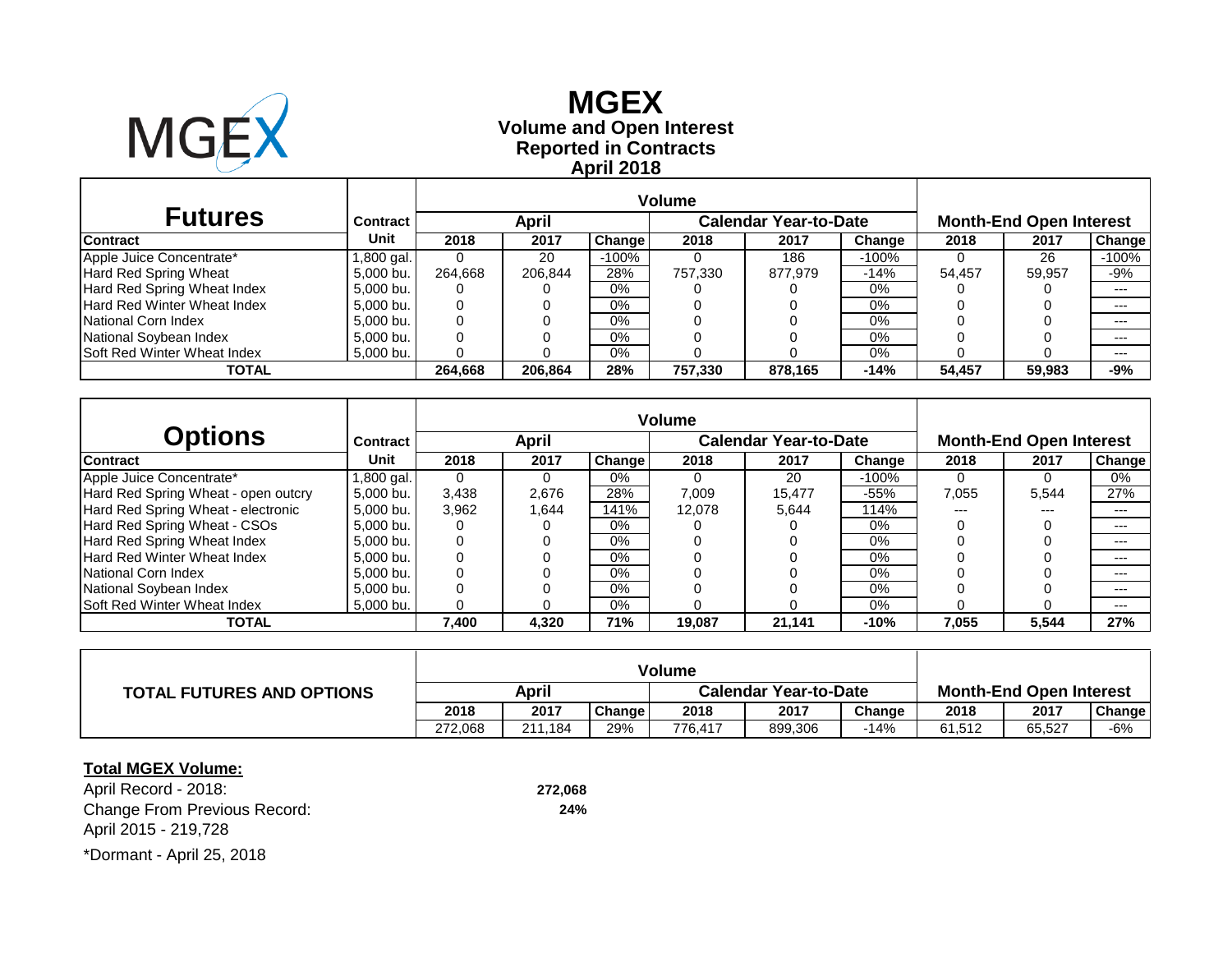# MGEX

## Volume and Open Interest
## Reported in Contracts
## April 2018

| Futures | Contract | Volume | | | | | | Month-End Open Interest | | |
|---|---|---|---|---|---|---|---|---|---|---|
| | | April | | | Calendar Year-to-Date | | | | | |
| Contract | Unit | 2018 | 2017 | Change | 2018 | 2017 | Change | 2018 | 2017 | Change |
| Apple Juice Concentrate* | 1,800 gal. | 0 | 20 | -100% | 0 | 186 | -100% | 0 | 26 | -100% |
| Hard Red Spring Wheat | 5,000 bu. | 264,668 | 206,844 | 28% | 757,330 | 877,979 | -14% | 54,457 | 59,957 | -9% |
| Hard Red Spring Wheat Index | 5,000 bu. | 0 | 0 | 0% | 0 | 0 | 0% | 0 | 0 | --- |
| Hard Red Winter Wheat Index | 5,000 bu. | 0 | 0 | 0% | 0 | 0 | 0% | 0 | 0 | --- |
| National Corn Index | 5,000 bu. | 0 | 0 | 0% | 0 | 0 | 0% | 0 | 0 | --- |
| National Soybean Index | 5,000 bu. | 0 | 0 | 0% | 0 | 0 | 0% | 0 | 0 | --- |
| Soft Red Winter Wheat Index | 5,000 bu. | 0 | 0 | 0% | 0 | 0 | 0% | 0 | 0 | --- |
| **TOTAL** | | **264,668** | **206,864** | **28%** | **757,330** | **878,165** | **-14%** | **54,457** | **59,983** | **-9%** |

| Options | Contract | Volume | | | | | | Month-End Open Interest | | |
|---|---|---|---|---|---|---|---|---|---|---|
| | | April | | | Calendar Year-to-Date | | | | | |
| Contract | Unit | 2018 | 2017 | Change | 2018 | 2017 | Change | 2018 | 2017 | Change |
| Apple Juice Concentrate* | 1,800 gal. | 0 | 0 | 0% | 0 | 20 | -100% | 0 | 0 | 0% |
| Hard Red Spring Wheat - open outcry | 5,000 bu. | 3,438 | 2,676 | 28% | 7,009 | 15,477 | -55% | 7,055 | 5,544 | 27% |
| Hard Red Spring Wheat - electronic | 5,000 bu. | 3,962 | 1,644 | 141% | 12,078 | 5,644 | 114% | --- | --- | --- |
| Hard Red Spring Wheat - CSOs | 5,000 bu. | 0 | 0 | 0% | 0 | 0 | 0% | 0 | 0 | --- |
| Hard Red Spring Wheat Index | 5,000 bu. | 0 | 0 | 0% | 0 | 0 | 0% | 0 | 0 | --- |
| Hard Red Winter Wheat Index | 5,000 bu. | 0 | 0 | 0% | 0 | 0 | 0% | 0 | 0 | --- |
| National Corn Index | 5,000 bu. | 0 | 0 | 0% | 0 | 0 | 0% | 0 | 0 | --- |
| National Soybean Index | 5,000 bu. | 0 | 0 | 0% | 0 | 0 | 0% | 0 | 0 | --- |
| Soft Red Winter Wheat Index | 5,000 bu. | 0 | 0 | 0% | 0 | 0 | 0% | 0 | 0 | --- |
| **TOTAL** | | **7,400** | **4,320** | **71%** | **19,087** | **21,141** | **-10%** | **7,055** | **5,544** | **27%** |

| TOTAL FUTURES AND OPTIONS | Volume | | | | | | Month-End Open Interest | | |
|---|---|---|---|---|---|---|---|---|---|
| | April | | | Calendar Year-to-Date | | | | | |
| | 2018 | 2017 | Change | 2018 | 2017 | Change | 2018 | 2017 | Change |
| | 272,068 | 211,184 | 29% | 776,417 | 899,306 | -14% | 61,512 | 65,527 | -6% |

**Total MGEX Volume:**

April Record - 2018: **272,068**

Change From Previous Record: **24%**

April 2015 - 219,728

*Dormant - April 25, 2018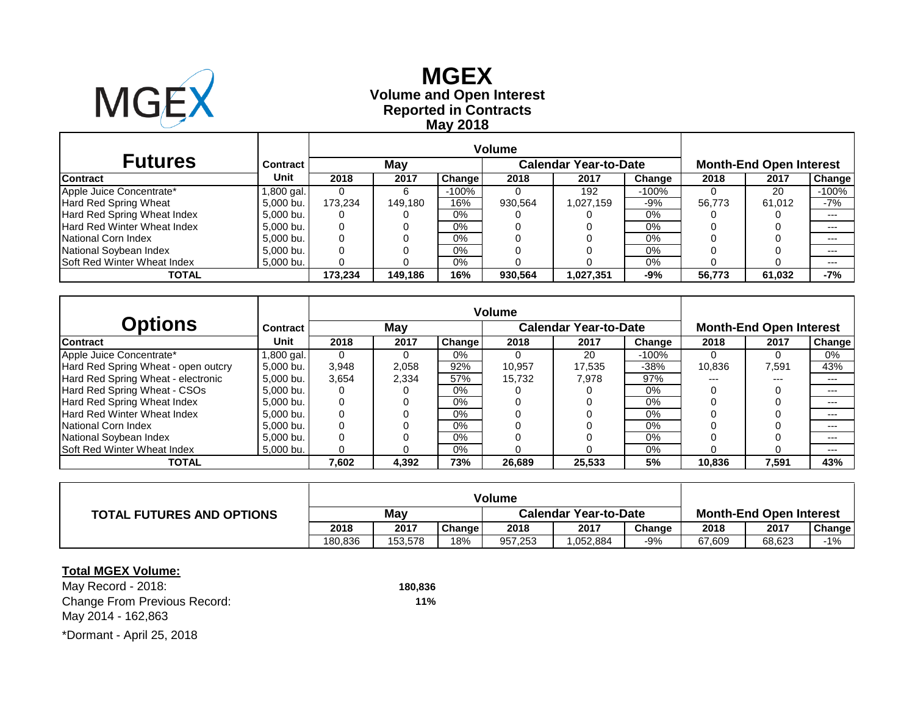# MGEX

**Volume and Open Interest**
**Reported in Contracts**
**May 2018**

| Futures | Contract | Volume | | | | | | Month-End Open Interest | | |
|---|---|---|---|---|---|---|---|---|---|---|
| | | May | | | Calendar Year-to-Date | | | | | |
| **Contract** | **Unit** | **2018** | **2017** | **Change** | **2018** | **2017** | **Change** | **2018** | **2017** | **Change** |
| Apple Juice Concentrate* | 1,800 gal. | 0 | 6 | -100% | 0 | 192 | -100% | 0 | 20 | -100% |
| Hard Red Spring Wheat | 5,000 bu. | 173,234 | 149,180 | 16% | 930,564 | 1,027,159 | -9% | 56,773 | 61,012 | -7% |
| Hard Red Spring Wheat Index | 5,000 bu. | 0 | 0 | 0% | 0 | 0 | 0% | 0 | 0 | --- |
| Hard Red Winter Wheat Index | 5,000 bu. | 0 | 0 | 0% | 0 | 0 | 0% | 0 | 0 | --- |
| National Corn Index | 5,000 bu. | 0 | 0 | 0% | 0 | 0 | 0% | 0 | 0 | --- |
| National Soybean Index | 5,000 bu. | 0 | 0 | 0% | 0 | 0 | 0% | 0 | 0 | --- |
| Soft Red Winter Wheat Index | 5,000 bu. | 0 | 0 | 0% | 0 | 0 | 0% | 0 | 0 | --- |
| **TOTAL** | | **173,234** | **149,186** | **16%** | **930,564** | **1,027,351** | **-9%** | **56,773** | **61,032** | **-7%** |

| Options | Contract | Volume | | | | | | Month-End Open Interest | | |
|---|---|---|---|---|---|---|---|---|---|---|
| | | May | | | Calendar Year-to-Date | | | | | |
| **Contract** | **Unit** | **2018** | **2017** | **Change** | **2018** | **2017** | **Change** | **2018** | **2017** | **Change** |
| Apple Juice Concentrate* | 1,800 gal. | 0 | 0 | 0% | 0 | 20 | -100% | 0 | 0 | 0% |
| Hard Red Spring Wheat - open outcry | 5,000 bu. | 3,948 | 2,058 | 92% | 10,957 | 17,535 | -38% | 10,836 | 7,591 | 43% |
| Hard Red Spring Wheat - electronic | 5,000 bu. | 3,654 | 2,334 | 57% | 15,732 | 7,978 | 97% | --- | --- | --- |
| Hard Red Spring Wheat - CSOs | 5,000 bu. | 0 | 0 | 0% | 0 | 0 | 0% | 0 | 0 | --- |
| Hard Red Spring Wheat Index | 5,000 bu. | 0 | 0 | 0% | 0 | 0 | 0% | 0 | 0 | --- |
| Hard Red Winter Wheat Index | 5,000 bu. | 0 | 0 | 0% | 0 | 0 | 0% | 0 | 0 | --- |
| National Corn Index | 5,000 bu. | 0 | 0 | 0% | 0 | 0 | 0% | 0 | 0 | --- |
| National Soybean Index | 5,000 bu. | 0 | 0 | 0% | 0 | 0 | 0% | 0 | 0 | --- |
| Soft Red Winter Wheat Index | 5,000 bu. | 0 | 0 | 0% | 0 | 0 | 0% | 0 | 0 | --- |
| **TOTAL** | | **7,602** | **4,392** | **73%** | **26,689** | **25,533** | **5%** | **10,836** | **7,591** | **43%** |

| TOTAL FUTURES AND OPTIONS | Volume | | | | | | Month-End Open Interest | | |
|---|---|---|---|---|---|---|---|---|---|
| | May | | | Calendar Year-to-Date | | | | | |
| | **2018** | **2017** | **Change** | **2018** | **2017** | **Change** | **2018** | **2017** | **Change** |
| | 180,836 | 153,578 | 18% | 957,253 | 1,052,884 | -9% | 67,609 | 68,623 | -1% |

**Total MGEX Volume:**

May Record - 2018: **180,836**

Change From Previous Record: **11%**

May 2014 - 162,863

*Dormant - April 25, 2018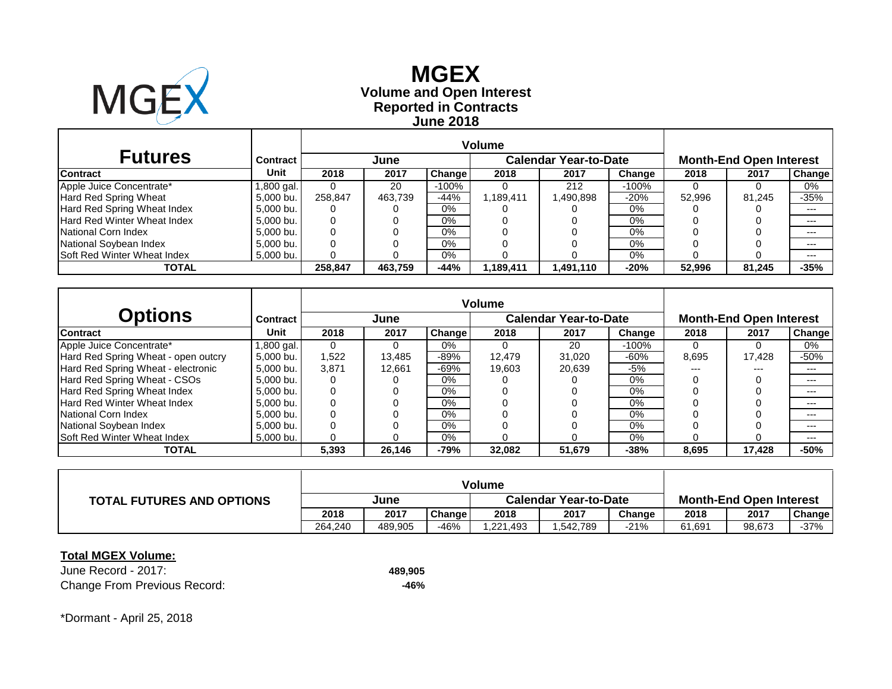# MGEX

## Volume and Open Interest
## Reported in Contracts
## June 2018

| Futures | Contract | Volume | | | | | | Month-End Open Interest | | |
|---|---|---|---|---|---|---|---|---|---|---|
| | | June | | | Calendar Year-to-Date | | | | | |
| Contract | Unit | 2018 | 2017 | Change | 2018 | 2017 | Change | 2018 | 2017 | Change |
| Apple Juice Concentrate* | 1,800 gal. | 0 | 20 | -100% | 0 | 212 | -100% | 0 | 0 | 0% |
| Hard Red Spring Wheat | 5,000 bu. | 258,847 | 463,739 | -44% | 1,189,411 | 1,490,898 | -20% | 52,996 | 81,245 | -35% |
| Hard Red Spring Wheat Index | 5,000 bu. | 0 | 0 | 0% | 0 | 0 | 0% | 0 | 0 | --- |
| Hard Red Winter Wheat Index | 5,000 bu. | 0 | 0 | 0% | 0 | 0 | 0% | 0 | 0 | --- |
| National Corn Index | 5,000 bu. | 0 | 0 | 0% | 0 | 0 | 0% | 0 | 0 | --- |
| National Soybean Index | 5,000 bu. | 0 | 0 | 0% | 0 | 0 | 0% | 0 | 0 | --- |
| Soft Red Winter Wheat Index | 5,000 bu. | 0 | 0 | 0% | 0 | 0 | 0% | 0 | 0 | --- |
| **TOTAL** | | **258,847** | **463,759** | **-44%** | **1,189,411** | **1,491,110** | **-20%** | **52,996** | **81,245** | **-35%** |

| Options | Contract | Volume | | | | | | Month-End Open Interest | | |
|---|---|---|---|---|---|---|---|---|---|---|
| | | June | | | Calendar Year-to-Date | | | | | |
| Contract | Unit | 2018 | 2017 | Change | 2018 | 2017 | Change | 2018 | 2017 | Change |
| Apple Juice Concentrate* | 1,800 gal. | 0 | 0 | 0% | 0 | 20 | -100% | 0 | 0 | 0% |
| Hard Red Spring Wheat - open outcry | 5,000 bu. | 1,522 | 13,485 | -89% | 12,479 | 31,020 | -60% | 8,695 | 17,428 | -50% |
| Hard Red Spring Wheat - electronic | 5,000 bu. | 3,871 | 12,661 | -69% | 19,603 | 20,639 | -5% | --- | --- | --- |
| Hard Red Spring Wheat - CSOs | 5,000 bu. | 0 | 0 | 0% | 0 | 0 | 0% | 0 | 0 | --- |
| Hard Red Spring Wheat Index | 5,000 bu. | 0 | 0 | 0% | 0 | 0 | 0% | 0 | 0 | --- |
| Hard Red Winter Wheat Index | 5,000 bu. | 0 | 0 | 0% | 0 | 0 | 0% | 0 | 0 | --- |
| National Corn Index | 5,000 bu. | 0 | 0 | 0% | 0 | 0 | 0% | 0 | 0 | --- |
| National Soybean Index | 5,000 bu. | 0 | 0 | 0% | 0 | 0 | 0% | 0 | 0 | --- |
| Soft Red Winter Wheat Index | 5,000 bu. | 0 | 0 | 0% | 0 | 0 | 0% | 0 | 0 | --- |
| **TOTAL** | | **5,393** | **26,146** | **-79%** | **32,082** | **51,679** | **-38%** | **8,695** | **17,428** | **-50%** |

| TOTAL FUTURES AND OPTIONS | Volume | | | | | | Month-End Open Interest | | |
|---|---|---|---|---|---|---|---|---|---|
| | June | | | Calendar Year-to-Date | | | | | |
| | 2018 | 2017 | Change | 2018 | 2017 | Change | 2018 | 2017 | Change |
| | 264,240 | 489,905 | -46% | 1,221,493 | 1,542,789 | -21% | 61,691 | 98,673 | -37% |

**Total MGEX Volume:**

June Record - 2017: **489,905**

Change From Previous Record: **-46%**

*Dormant - April 25, 2018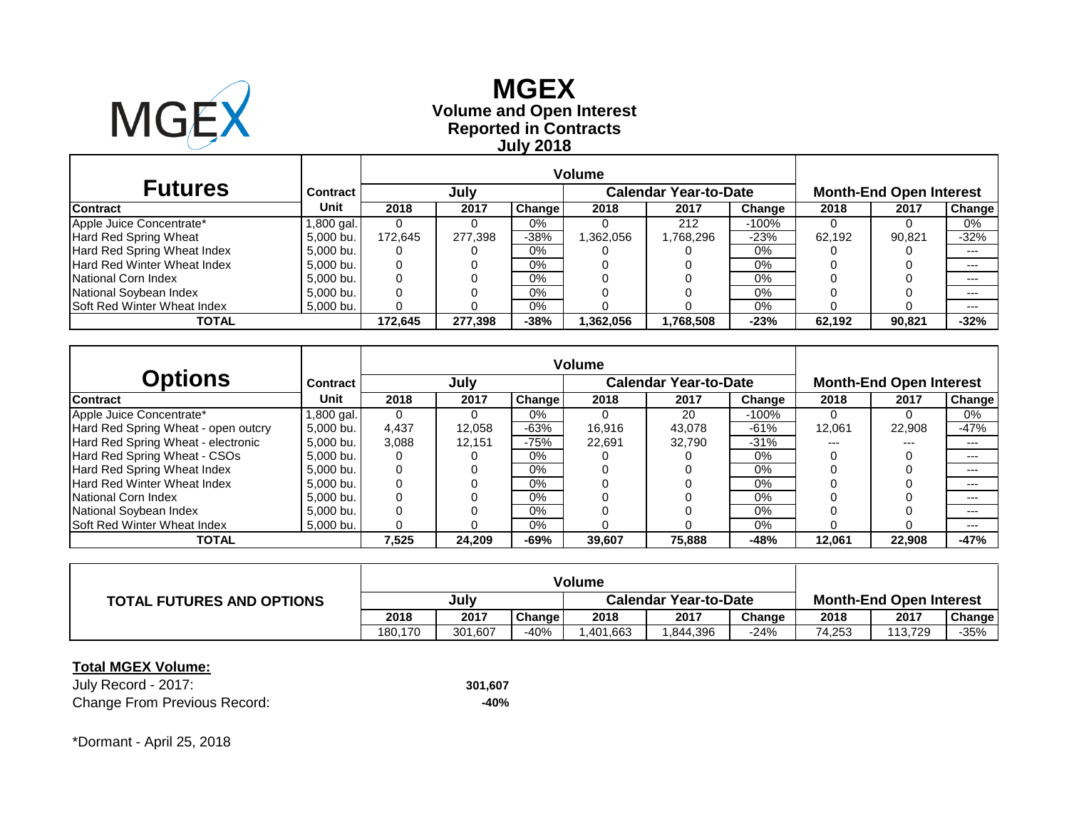# MGEX

**Volume and Open Interest**
**Reported in Contracts**
**July 2018**

| Futures | Contract | Volume | | | | | | Month-End Open Interest | | |
|---|---|---|---|---|---|---|---|---|---|---|
| | | July | | | Calendar Year-to-Date | | | | | |
| Contract | Unit | 2018 | 2017 | Change | 2018 | 2017 | Change | 2018 | 2017 | Change |
| Apple Juice Concentrate* | 1,800 gal. | 0 | 0 | 0% | 0 | 212 | -100% | 0 | 0 | 0% |
| Hard Red Spring Wheat | 5,000 bu. | 172,645 | 277,398 | -38% | 1,362,056 | 1,768,296 | -23% | 62,192 | 90,821 | -32% |
| Hard Red Spring Wheat Index | 5,000 bu. | 0 | 0 | 0% | 0 | 0 | 0% | 0 | 0 | --- |
| Hard Red Winter Wheat Index | 5,000 bu. | 0 | 0 | 0% | 0 | 0 | 0% | 0 | 0 | --- |
| National Corn Index | 5,000 bu. | 0 | 0 | 0% | 0 | 0 | 0% | 0 | 0 | --- |
| National Soybean Index | 5,000 bu. | 0 | 0 | 0% | 0 | 0 | 0% | 0 | 0 | --- |
| Soft Red Winter Wheat Index | 5,000 bu. | 0 | 0 | 0% | 0 | 0 | 0% | 0 | 0 | --- |
| **TOTAL** | | **172,645** | **277,398** | **-38%** | **1,362,056** | **1,768,508** | **-23%** | **62,192** | **90,821** | **-32%** |

| Options | Contract | Volume | | | | | | Month-End Open Interest | | |
|---|---|---|---|---|---|---|---|---|---|---|
| | | July | | | Calendar Year-to-Date | | | | | |
| Contract | Unit | 2018 | 2017 | Change | 2018 | 2017 | Change | 2018 | 2017 | Change |
| Apple Juice Concentrate* | 1,800 gal. | 0 | 0 | 0% | 0 | 20 | -100% | 0 | 0 | 0% |
| Hard Red Spring Wheat - open outcry | 5,000 bu. | 4,437 | 12,058 | -63% | 16,916 | 43,078 | -61% | 12,061 | 22,908 | -47% |
| Hard Red Spring Wheat - electronic | 5,000 bu. | 3,088 | 12,151 | -75% | 22,691 | 32,790 | -31% | --- | --- | --- |
| Hard Red Spring Wheat - CSOs | 5,000 bu. | 0 | 0 | 0% | 0 | 0 | 0% | 0 | 0 | --- |
| Hard Red Spring Wheat Index | 5,000 bu. | 0 | 0 | 0% | 0 | 0 | 0% | 0 | 0 | --- |
| Hard Red Winter Wheat Index | 5,000 bu. | 0 | 0 | 0% | 0 | 0 | 0% | 0 | 0 | --- |
| National Corn Index | 5,000 bu. | 0 | 0 | 0% | 0 | 0 | 0% | 0 | 0 | --- |
| National Soybean Index | 5,000 bu. | 0 | 0 | 0% | 0 | 0 | 0% | 0 | 0 | --- |
| Soft Red Winter Wheat Index | 5,000 bu. | 0 | 0 | 0% | 0 | 0 | 0% | 0 | 0 | --- |
| **TOTAL** | | **7,525** | **24,209** | **-69%** | **39,607** | **75,888** | **-48%** | **12,061** | **22,908** | **-47%** |

| TOTAL FUTURES AND OPTIONS | Volume | | | | | | Month-End Open Interest | | |
|---|---|---|---|---|---|---|---|---|---|
| | July | | | Calendar Year-to-Date | | | | | |
| | 2018 | 2017 | Change | 2018 | 2017 | Change | 2018 | 2017 | Change |
| | 180,170 | 301,607 | -40% | 1,401,663 | 1,844,396 | -24% | 74,253 | 113,729 | -35% |

**Total MGEX Volume:**

| | |
|---|---|
| July Record - 2017: | **301,607** |
| Change From Previous Record: | **-40%** |

*Dormant - April 25, 2018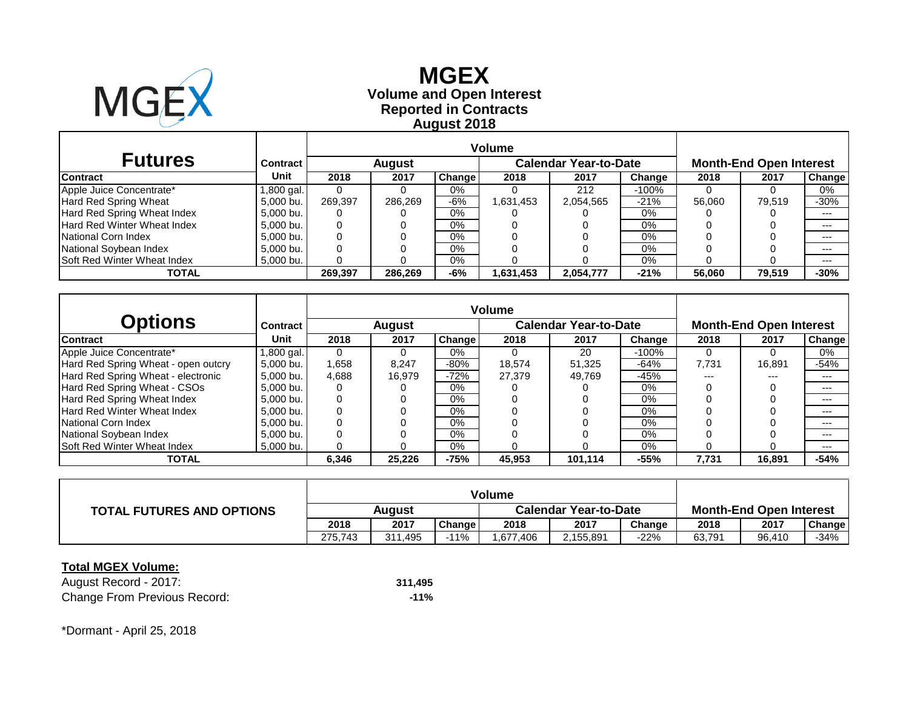# MGEX

## Volume and Open Interest
## Reported in Contracts
## August 2018

| Futures | Contract | Volume | | | | | | Month-End Open Interest | | |
|---|---|---|---|---|---|---|---|---|---|---|
| | | August | | | Calendar Year-to-Date | | | | | |
| Contract | Unit | 2018 | 2017 | Change | 2018 | 2017 | Change | 2018 | 2017 | Change |
| Apple Juice Concentrate* | 1,800 gal. | 0 | 0 | 0% | 0 | 212 | -100% | 0 | 0 | 0% |
| Hard Red Spring Wheat | 5,000 bu. | 269,397 | 286,269 | -6% | 1,631,453 | 2,054,565 | -21% | 56,060 | 79,519 | -30% |
| Hard Red Spring Wheat Index | 5,000 bu. | 0 | 0 | 0% | 0 | 0 | 0% | 0 | 0 | --- |
| Hard Red Winter Wheat Index | 5,000 bu. | 0 | 0 | 0% | 0 | 0 | 0% | 0 | 0 | --- |
| National Corn Index | 5,000 bu. | 0 | 0 | 0% | 0 | 0 | 0% | 0 | 0 | --- |
| National Soybean Index | 5,000 bu. | 0 | 0 | 0% | 0 | 0 | 0% | 0 | 0 | --- |
| Soft Red Winter Wheat Index | 5,000 bu. | 0 | 0 | 0% | 0 | 0 | 0% | 0 | 0 | --- |
| **TOTAL** | | **269,397** | **286,269** | **-6%** | **1,631,453** | **2,054,777** | **-21%** | **56,060** | **79,519** | **-30%** |

| Options | Contract | Volume | | | | | | Month-End Open Interest | | |
|---|---|---|---|---|---|---|---|---|---|---|
| | | August | | | Calendar Year-to-Date | | | | | |
| Contract | Unit | 2018 | 2017 | Change | 2018 | 2017 | Change | 2018 | 2017 | Change |
| Apple Juice Concentrate* | 1,800 gal. | 0 | 0 | 0% | 0 | 20 | -100% | 0 | 0 | 0% |
| Hard Red Spring Wheat - open outcry | 5,000 bu. | 1,658 | 8,247 | -80% | 18,574 | 51,325 | -64% | 7,731 | 16,891 | -54% |
| Hard Red Spring Wheat - electronic | 5,000 bu. | 4,688 | 16,979 | -72% | 27,379 | 49,769 | -45% | --- | --- | --- |
| Hard Red Spring Wheat - CSOs | 5,000 bu. | 0 | 0 | 0% | 0 | 0 | 0% | 0 | 0 | --- |
| Hard Red Spring Wheat Index | 5,000 bu. | 0 | 0 | 0% | 0 | 0 | 0% | 0 | 0 | --- |
| Hard Red Winter Wheat Index | 5,000 bu. | 0 | 0 | 0% | 0 | 0 | 0% | 0 | 0 | --- |
| National Corn Index | 5,000 bu. | 0 | 0 | 0% | 0 | 0 | 0% | 0 | 0 | --- |
| National Soybean Index | 5,000 bu. | 0 | 0 | 0% | 0 | 0 | 0% | 0 | 0 | --- |
| Soft Red Winter Wheat Index | 5,000 bu. | 0 | 0 | 0% | 0 | 0 | 0% | 0 | 0 | --- |
| **TOTAL** | | **6,346** | **25,226** | **-75%** | **45,953** | **101,114** | **-55%** | **7,731** | **16,891** | **-54%** |

| TOTAL FUTURES AND OPTIONS | Volume | | | | | | Month-End Open Interest | | |
|---|---|---|---|---|---|---|---|---|---|
| | August | | | Calendar Year-to-Date | | | | | |
| | 2018 | 2017 | Change | 2018 | 2017 | Change | 2018 | 2017 | Change |
| | 275,743 | 311,495 | -11% | 1,677,406 | 2,155,891 | -22% | 63,791 | 96,410 | -34% |

**Total MGEX Volume:**

| | |
|---|---|
| August Record - 2017: | **311,495** |
| Change From Previous Record: | **-11%** |

*Dormant - April 25, 2018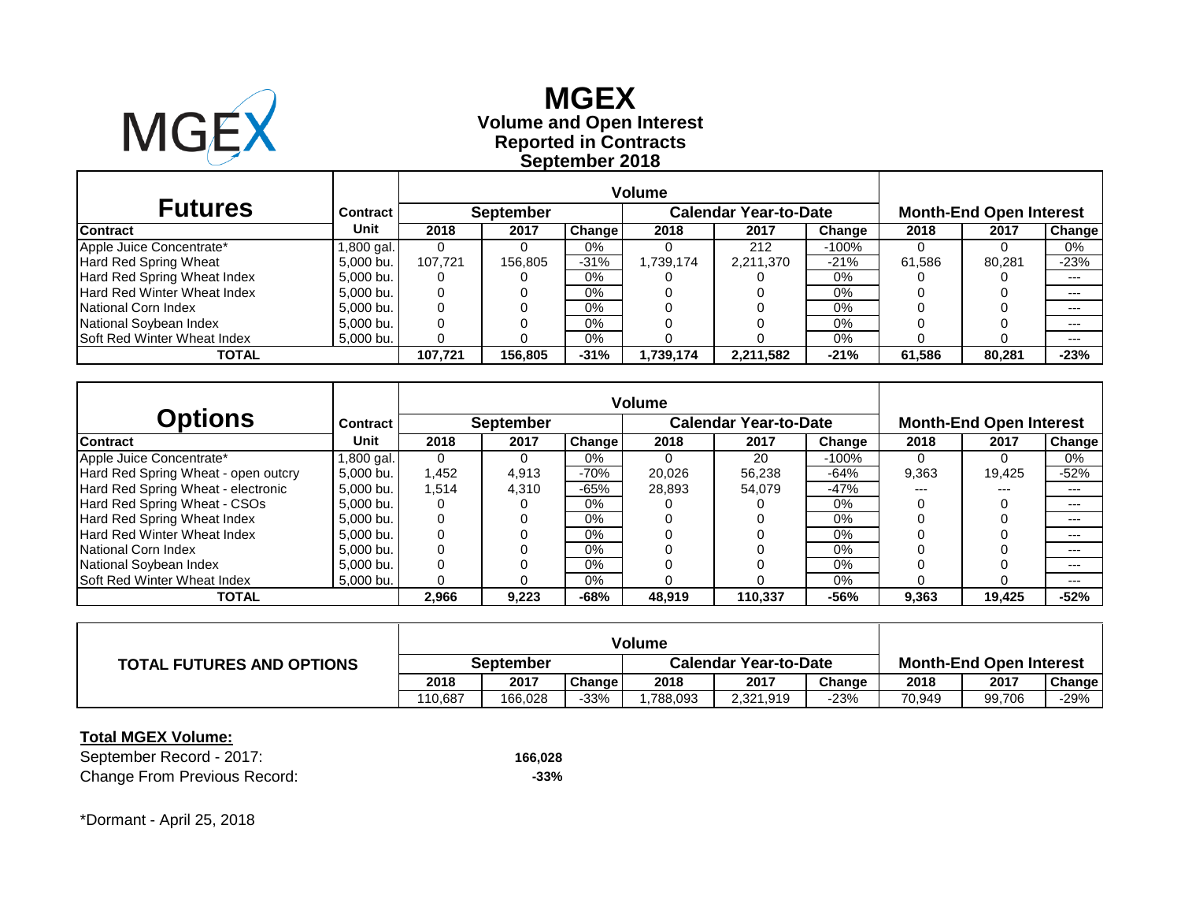# MGEX

## Volume and Open Interest
## Reported in Contracts
## September 2018

| Futures | Contract | Volume | | | | | | Month-End Open Interest | | |
|---|---|---|---|---|---|---|---|---|---|---|
| | | September | | | Calendar Year-to-Date | | | | | |
| Contract | Unit | 2018 | 2017 | Change | 2018 | 2017 | Change | 2018 | 2017 | Change |
| Apple Juice Concentrate* | 1,800 gal. | 0 | 0 | 0% | 0 | 212 | -100% | 0 | 0 | 0% |
| Hard Red Spring Wheat | 5,000 bu. | 107,721 | 156,805 | -31% | 1,739,174 | 2,211,370 | -21% | 61,586 | 80,281 | -23% |
| Hard Red Spring Wheat Index | 5,000 bu. | 0 | 0 | 0% | 0 | 0 | 0% | 0 | 0 | --- |
| Hard Red Winter Wheat Index | 5,000 bu. | 0 | 0 | 0% | 0 | 0 | 0% | 0 | 0 | --- |
| National Corn Index | 5,000 bu. | 0 | 0 | 0% | 0 | 0 | 0% | 0 | 0 | --- |
| National Soybean Index | 5,000 bu. | 0 | 0 | 0% | 0 | 0 | 0% | 0 | 0 | --- |
| Soft Red Winter Wheat Index | 5,000 bu. | 0 | 0 | 0% | 0 | 0 | 0% | 0 | 0 | --- |
| **TOTAL** | | **107,721** | **156,805** | **-31%** | **1,739,174** | **2,211,582** | **-21%** | **61,586** | **80,281** | **-23%** |

| Options | Contract | Volume | | | | | | Month-End Open Interest | | |
|---|---|---|---|---|---|---|---|---|---|---|
| | | September | | | Calendar Year-to-Date | | | | | |
| Contract | Unit | 2018 | 2017 | Change | 2018 | 2017 | Change | 2018 | 2017 | Change |
| Apple Juice Concentrate* | 1,800 gal. | 0 | 0 | 0% | 0 | 20 | -100% | 0 | 0 | 0% |
| Hard Red Spring Wheat - open outcry | 5,000 bu. | 1,452 | 4,913 | -70% | 20,026 | 56,238 | -64% | 9,363 | 19,425 | -52% |
| Hard Red Spring Wheat - electronic | 5,000 bu. | 1,514 | 4,310 | -65% | 28,893 | 54,079 | -47% | --- | --- | --- |
| Hard Red Spring Wheat - CSOs | 5,000 bu. | 0 | 0 | 0% | 0 | 0 | 0% | 0 | 0 | --- |
| Hard Red Spring Wheat Index | 5,000 bu. | 0 | 0 | 0% | 0 | 0 | 0% | 0 | 0 | --- |
| Hard Red Winter Wheat Index | 5,000 bu. | 0 | 0 | 0% | 0 | 0 | 0% | 0 | 0 | --- |
| National Corn Index | 5,000 bu. | 0 | 0 | 0% | 0 | 0 | 0% | 0 | 0 | --- |
| National Soybean Index | 5,000 bu. | 0 | 0 | 0% | 0 | 0 | 0% | 0 | 0 | --- |
| Soft Red Winter Wheat Index | 5,000 bu. | 0 | 0 | 0% | 0 | 0 | 0% | 0 | 0 | --- |
| **TOTAL** | | **2,966** | **9,223** | **-68%** | **48,919** | **110,337** | **-56%** | **9,363** | **19,425** | **-52%** |

| TOTAL FUTURES AND OPTIONS | Volume | | | | | | Month-End Open Interest | | |
|---|---|---|---|---|---|---|---|---|---|
| | September | | | Calendar Year-to-Date | | | | | |
| | 2018 | 2017 | Change | 2018 | 2017 | Change | 2018 | 2017 | Change |
| | 110,687 | 166,028 | -33% | 1,788,093 | 2,321,919 | -23% | 70,949 | 99,706 | -29% |

**Total MGEX Volume:**

September Record - 2017: **166,028**

Change From Previous Record: **-33%**

*Dormant - April 25, 2018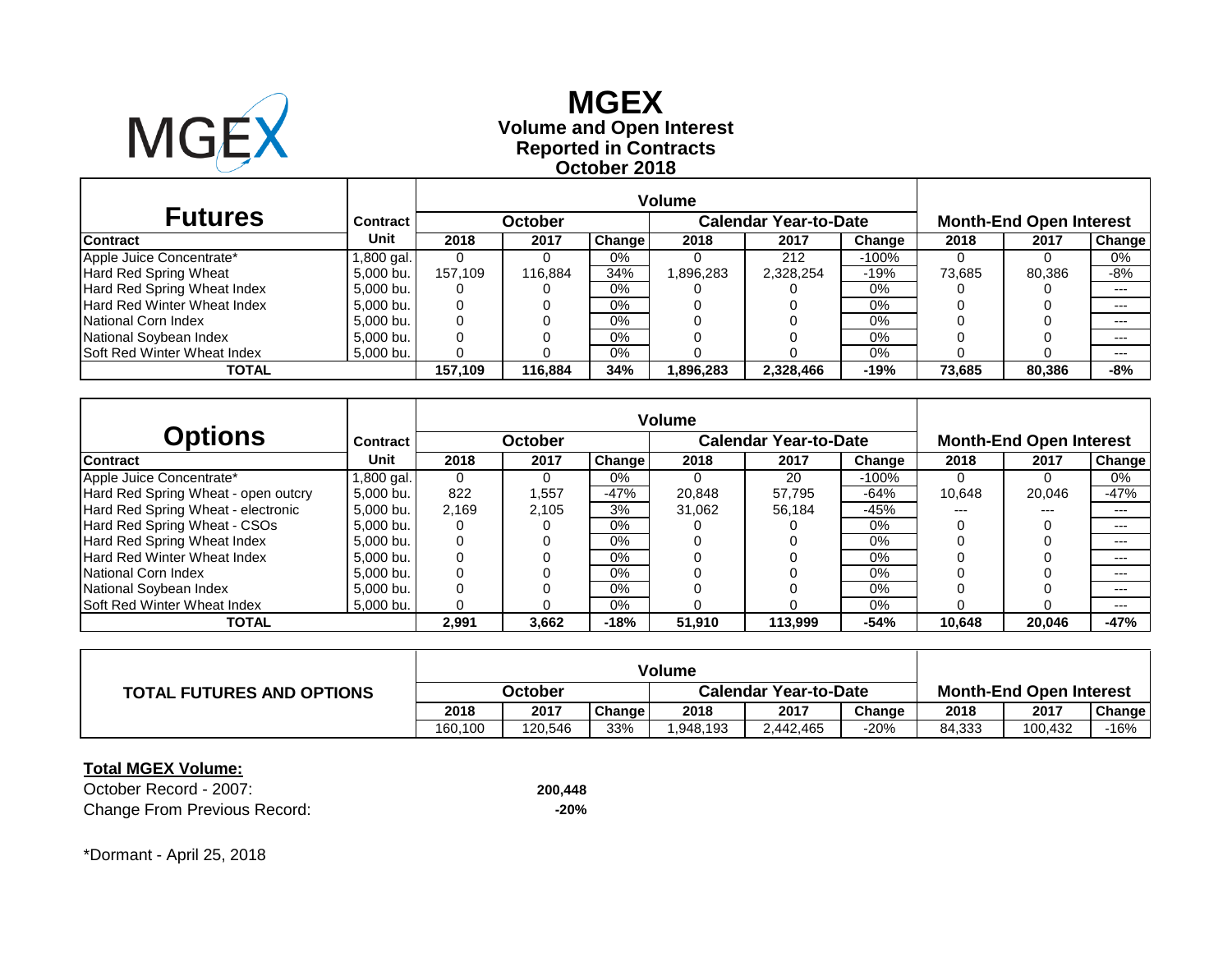# MGEX

## Volume and Open Interest
## Reported in Contracts
## October 2018

| Futures | Contract | Volume | | | | | | Month-End Open Interest | | |
|---|---|---|---|---|---|---|---|---|---|---|
| | | October | | | Calendar Year-to-Date | | | | | |
| Contract | Unit | 2018 | 2017 | Change | 2018 | 2017 | Change | 2018 | 2017 | Change |
| Apple Juice Concentrate* | 1,800 gal. | 0 | 0 | 0% | 0 | 212 | -100% | 0 | 0 | 0% |
| Hard Red Spring Wheat | 5,000 bu. | 157,109 | 116,884 | 34% | 1,896,283 | 2,328,254 | -19% | 73,685 | 80,386 | -8% |
| Hard Red Spring Wheat Index | 5,000 bu. | 0 | 0 | 0% | 0 | 0 | 0% | 0 | 0 | --- |
| Hard Red Winter Wheat Index | 5,000 bu. | 0 | 0 | 0% | 0 | 0 | 0% | 0 | 0 | --- |
| National Corn Index | 5,000 bu. | 0 | 0 | 0% | 0 | 0 | 0% | 0 | 0 | --- |
| National Soybean Index | 5,000 bu. | 0 | 0 | 0% | 0 | 0 | 0% | 0 | 0 | --- |
| Soft Red Winter Wheat Index | 5,000 bu. | 0 | 0 | 0% | 0 | 0 | 0% | 0 | 0 | --- |
| **TOTAL** | | **157,109** | **116,884** | **34%** | **1,896,283** | **2,328,466** | **-19%** | **73,685** | **80,386** | **-8%** |

| Options | Contract | Volume | | | | | | Month-End Open Interest | | |
|---|---|---|---|---|---|---|---|---|---|---|
| | | October | | | Calendar Year-to-Date | | | | | |
| Contract | Unit | 2018 | 2017 | Change | 2018 | 2017 | Change | 2018 | 2017 | Change |
| Apple Juice Concentrate* | 1,800 gal. | 0 | 0 | 0% | 0 | 20 | -100% | 0 | 0 | 0% |
| Hard Red Spring Wheat - open outcry | 5,000 bu. | 822 | 1,557 | -47% | 20,848 | 57,795 | -64% | 10,648 | 20,046 | -47% |
| Hard Red Spring Wheat - electronic | 5,000 bu. | 2,169 | 2,105 | 3% | 31,062 | 56,184 | -45% | --- | --- | --- |
| Hard Red Spring Wheat - CSOs | 5,000 bu. | 0 | 0 | 0% | 0 | 0 | 0% | 0 | 0 | --- |
| Hard Red Spring Wheat Index | 5,000 bu. | 0 | 0 | 0% | 0 | 0 | 0% | 0 | 0 | --- |
| Hard Red Winter Wheat Index | 5,000 bu. | 0 | 0 | 0% | 0 | 0 | 0% | 0 | 0 | --- |
| National Corn Index | 5,000 bu. | 0 | 0 | 0% | 0 | 0 | 0% | 0 | 0 | --- |
| National Soybean Index | 5,000 bu. | 0 | 0 | 0% | 0 | 0 | 0% | 0 | 0 | --- |
| Soft Red Winter Wheat Index | 5,000 bu. | 0 | 0 | 0% | 0 | 0 | 0% | 0 | 0 | --- |
| **TOTAL** | | **2,991** | **3,662** | **-18%** | **51,910** | **113,999** | **-54%** | **10,648** | **20,046** | **-47%** |

| TOTAL FUTURES AND OPTIONS | Volume | | | | | | Month-End Open Interest | | |
|---|---|---|---|---|---|---|---|---|---|
| | October | | | Calendar Year-to-Date | | | | | |
| | 2018 | 2017 | Change | 2018 | 2017 | Change | 2018 | 2017 | Change |
| | 160,100 | 120,546 | 33% | 1,948,193 | 2,442,465 | -20% | 84,333 | 100,432 | -16% |

**Total MGEX Volume:**

October Record - 2007: **200,448**

Change From Previous Record: **-20%**

*Dormant - April 25, 2018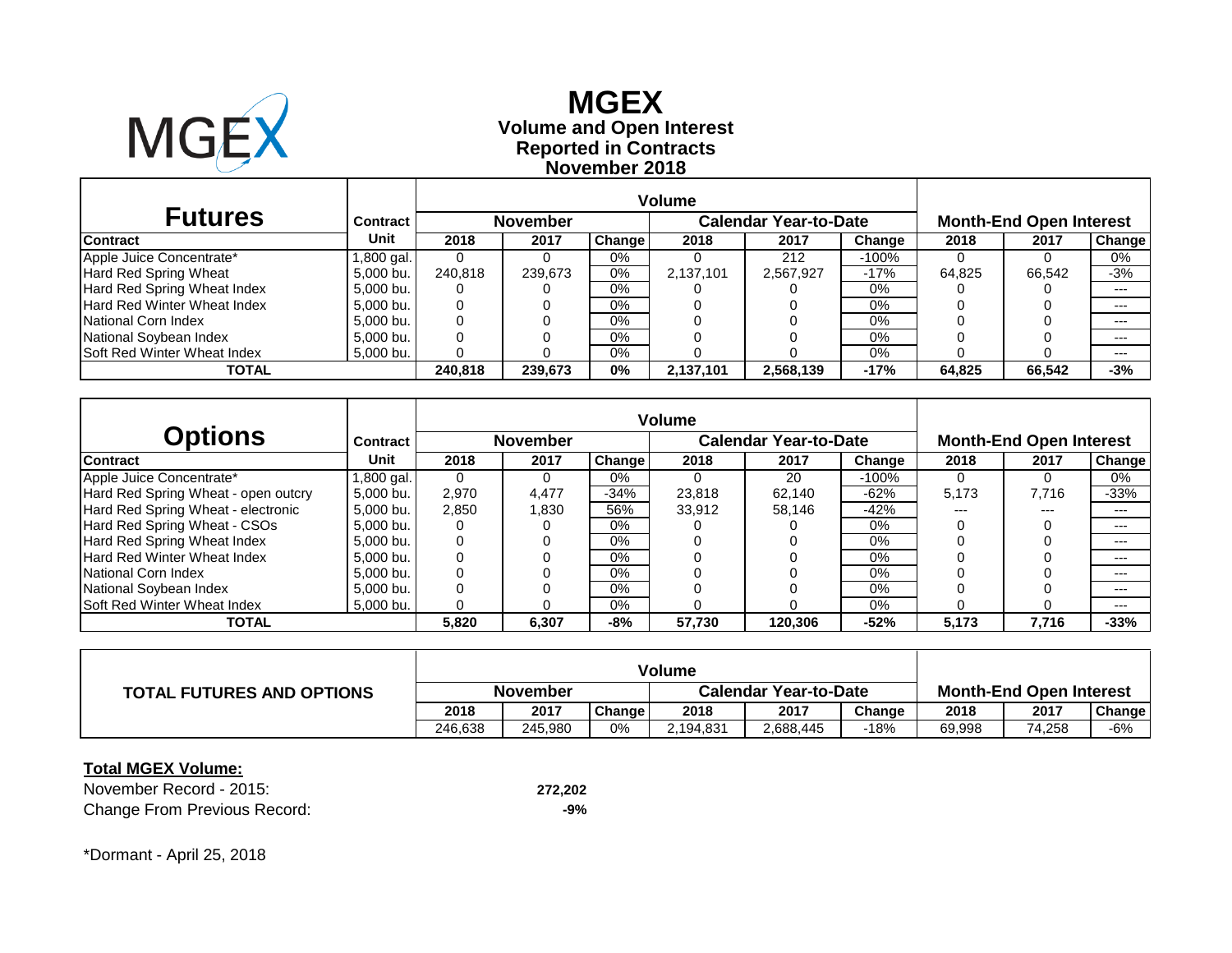# MGEX

## Volume and Open Interest
## Reported in Contracts
## November 2018

| Futures | Contract | Volume | | | | | | Month-End Open Interest | | |
|---|---|---|---|---|---|---|---|---|---|---|
| | | November | | | Calendar Year-to-Date | | | | | |
| Contract | Unit | 2018 | 2017 | Change | 2018 | 2017 | Change | 2018 | 2017 | Change |
| Apple Juice Concentrate* | 1,800 gal. | 0 | 0 | 0% | 0 | 212 | -100% | 0 | 0 | 0% |
| Hard Red Spring Wheat | 5,000 bu. | 240,818 | 239,673 | 0% | 2,137,101 | 2,567,927 | -17% | 64,825 | 66,542 | -3% |
| Hard Red Spring Wheat Index | 5,000 bu. | 0 | 0 | 0% | 0 | 0 | 0% | 0 | 0 | --- |
| Hard Red Winter Wheat Index | 5,000 bu. | 0 | 0 | 0% | 0 | 0 | 0% | 0 | 0 | --- |
| National Corn Index | 5,000 bu. | 0 | 0 | 0% | 0 | 0 | 0% | 0 | 0 | --- |
| National Soybean Index | 5,000 bu. | 0 | 0 | 0% | 0 | 0 | 0% | 0 | 0 | --- |
| Soft Red Winter Wheat Index | 5,000 bu. | 0 | 0 | 0% | 0 | 0 | 0% | 0 | 0 | --- |
| **TOTAL** | | **240,818** | **239,673** | **0%** | **2,137,101** | **2,568,139** | **-17%** | **64,825** | **66,542** | **-3%** |

| Options | Contract | Volume | | | | | | Month-End Open Interest | | |
|---|---|---|---|---|---|---|---|---|---|---|
| | | November | | | Calendar Year-to-Date | | | | | |
| Contract | Unit | 2018 | 2017 | Change | 2018 | 2017 | Change | 2018 | 2017 | Change |
| Apple Juice Concentrate* | 1,800 gal. | 0 | 0 | 0% | 0 | 20 | -100% | 0 | 0 | 0% |
| Hard Red Spring Wheat - open outcry | 5,000 bu. | 2,970 | 4,477 | -34% | 23,818 | 62,140 | -62% | 5,173 | 7,716 | -33% |
| Hard Red Spring Wheat - electronic | 5,000 bu. | 2,850 | 1,830 | 56% | 33,912 | 58,146 | -42% | --- | --- | --- |
| Hard Red Spring Wheat - CSOs | 5,000 bu. | 0 | 0 | 0% | 0 | 0 | 0% | 0 | 0 | --- |
| Hard Red Spring Wheat Index | 5,000 bu. | 0 | 0 | 0% | 0 | 0 | 0% | 0 | 0 | --- |
| Hard Red Winter Wheat Index | 5,000 bu. | 0 | 0 | 0% | 0 | 0 | 0% | 0 | 0 | --- |
| National Corn Index | 5,000 bu. | 0 | 0 | 0% | 0 | 0 | 0% | 0 | 0 | --- |
| National Soybean Index | 5,000 bu. | 0 | 0 | 0% | 0 | 0 | 0% | 0 | 0 | --- |
| Soft Red Winter Wheat Index | 5,000 bu. | 0 | 0 | 0% | 0 | 0 | 0% | 0 | 0 | --- |
| **TOTAL** | | **5,820** | **6,307** | **-8%** | **57,730** | **120,306** | **-52%** | **5,173** | **7,716** | **-33%** |

| TOTAL FUTURES AND OPTIONS | Volume | | | | | | Month-End Open Interest | | |
|---|---|---|---|---|---|---|---|---|---|
| | November | | | Calendar Year-to-Date | | | | | |
| | 2018 | 2017 | Change | 2018 | 2017 | Change | 2018 | 2017 | Change |
| | 246,638 | 245,980 | 0% | 2,194,831 | 2,688,445 | -18% | 69,998 | 74,258 | -6% |

**Total MGEX Volume:**

November Record - 2015: **272,202**

Change From Previous Record: **-9%**

*Dormant - April 25, 2018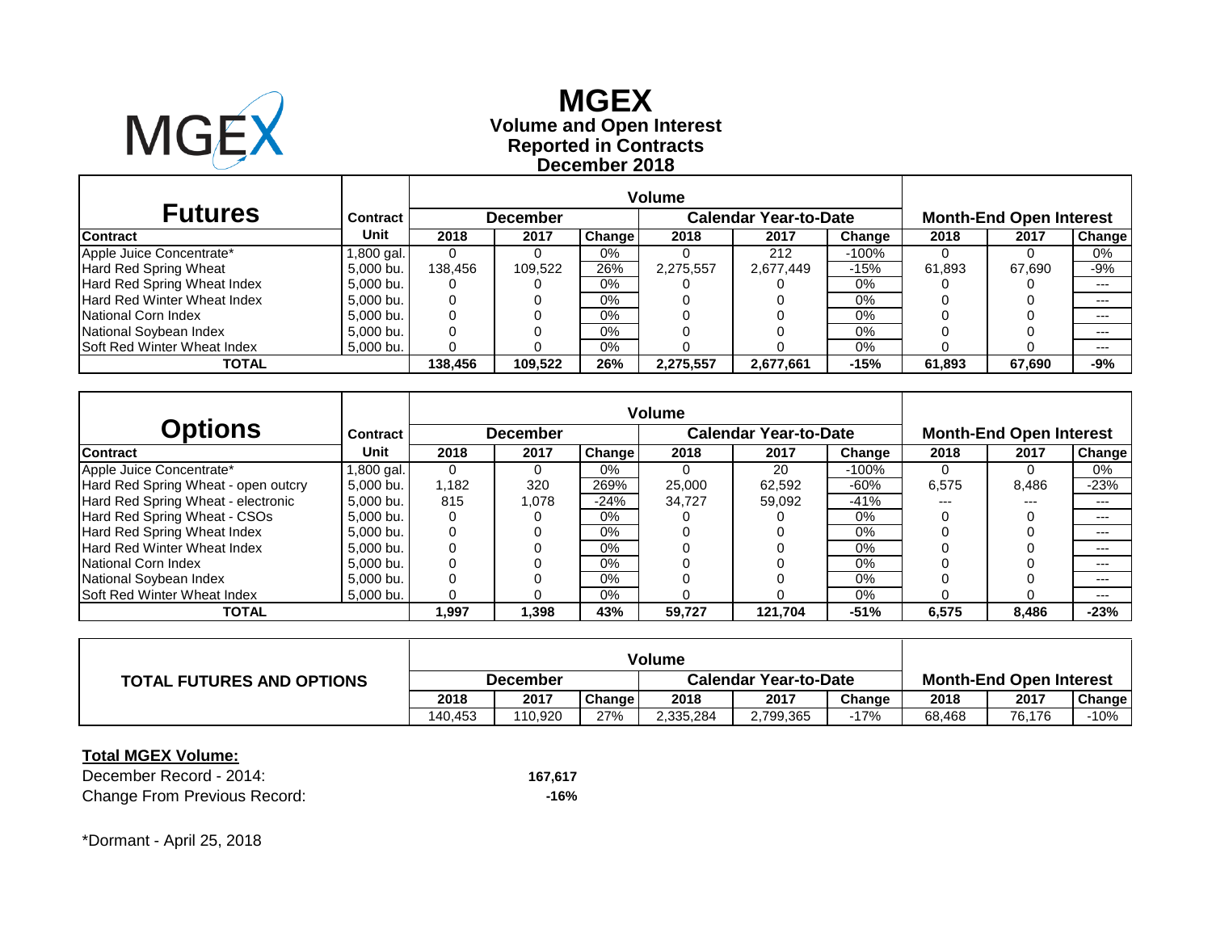# MGEX

**Volume and Open Interest**
**Reported in Contracts**
**December 2018**

| Futures | Contract | Volume | | | | | | Month-End Open Interest | | |
|---|---|---|---|---|---|---|---|---|---|---|
| | | December | | | Calendar Year-to-Date | | | | | |
| Contract | Unit | 2018 | 2017 | Change | 2018 | 2017 | Change | 2018 | 2017 | Change |
| Apple Juice Concentrate* | 1,800 gal. | 0 | 0 | 0% | 0 | 212 | -100% | 0 | 0 | 0% |
| Hard Red Spring Wheat | 5,000 bu. | 138,456 | 109,522 | 26% | 2,275,557 | 2,677,449 | -15% | 61,893 | 67,690 | -9% |
| Hard Red Spring Wheat Index | 5,000 bu. | 0 | 0 | 0% | 0 | 0 | 0% | 0 | 0 | --- |
| Hard Red Winter Wheat Index | 5,000 bu. | 0 | 0 | 0% | 0 | 0 | 0% | 0 | 0 | --- |
| National Corn Index | 5,000 bu. | 0 | 0 | 0% | 0 | 0 | 0% | 0 | 0 | --- |
| National Soybean Index | 5,000 bu. | 0 | 0 | 0% | 0 | 0 | 0% | 0 | 0 | --- |
| Soft Red Winter Wheat Index | 5,000 bu. | 0 | 0 | 0% | 0 | 0 | 0% | 0 | 0 | --- |
| **TOTAL** | | **138,456** | **109,522** | **26%** | **2,275,557** | **2,677,661** | **-15%** | **61,893** | **67,690** | **-9%** |

| Options | Contract | Volume | | | | | | Month-End Open Interest | | |
|---|---|---|---|---|---|---|---|---|---|---|
| | | December | | | Calendar Year-to-Date | | | | | |
| Contract | Unit | 2018 | 2017 | Change | 2018 | 2017 | Change | 2018 | 2017 | Change |
| Apple Juice Concentrate* | 1,800 gal. | 0 | 0 | 0% | 0 | 20 | -100% | 0 | 0 | 0% |
| Hard Red Spring Wheat - open outcry | 5,000 bu. | 1,182 | 320 | 269% | 25,000 | 62,592 | -60% | 6,575 | 8,486 | -23% |
| Hard Red Spring Wheat - electronic | 5,000 bu. | 815 | 1,078 | -24% | 34,727 | 59,092 | -41% | --- | --- | --- |
| Hard Red Spring Wheat - CSOs | 5,000 bu. | 0 | 0 | 0% | 0 | 0 | 0% | 0 | 0 | --- |
| Hard Red Spring Wheat Index | 5,000 bu. | 0 | 0 | 0% | 0 | 0 | 0% | 0 | 0 | --- |
| Hard Red Winter Wheat Index | 5,000 bu. | 0 | 0 | 0% | 0 | 0 | 0% | 0 | 0 | --- |
| National Corn Index | 5,000 bu. | 0 | 0 | 0% | 0 | 0 | 0% | 0 | 0 | --- |
| National Soybean Index | 5,000 bu. | 0 | 0 | 0% | 0 | 0 | 0% | 0 | 0 | --- |
| Soft Red Winter Wheat Index | 5,000 bu. | 0 | 0 | 0% | 0 | 0 | 0% | 0 | 0 | --- |
| **TOTAL** | | **1,997** | **1,398** | **43%** | **59,727** | **121,704** | **-51%** | **6,575** | **8,486** | **-23%** |

| TOTAL FUTURES AND OPTIONS | Volume | | | | | | Month-End Open Interest | | |
|---|---|---|---|---|---|---|---|---|---|
| | December | | | Calendar Year-to-Date | | | | | |
| | 2018 | 2017 | Change | 2018 | 2017 | Change | 2018 | 2017 | Change |
| | 140,453 | 110,920 | 27% | 2,335,284 | 2,799,365 | -17% | 68,468 | 76,176 | -10% |

**Total MGEX Volume:**

December Record - 2014: **167,617**

Change From Previous Record: **-16%**

*Dormant - April 25, 2018